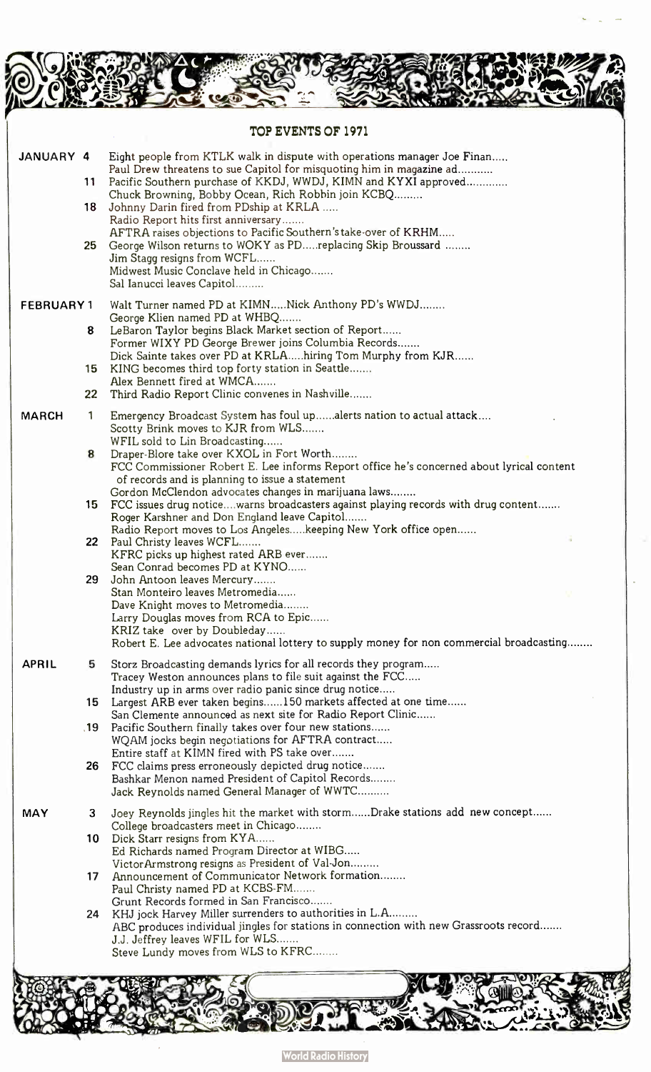# TOP EVENTS OF 1971

## JANUARY

**4**
- Eight people from KTLK walk in dispute with operations manager Joe Finan.....
- Paul Drew threatens to sue Capitol for misquoting him in magazine ad...........

**11**
- Pacific Southern purchase of KKDJ, WWDJ, KIMN and KYXI approved.............
- Chuck Browning, Bobby Ocean, Rich Robbin join KCBQ.........

**18**
- Johnny Darin fired from PDship at KRLA .....
- Radio Report hits first anniversary.......
- AFTRA raises objections to Pacific Southern's take-over of KRHM.....

**25**
- George Wilson returns to WOKY as PD.....replacing Skip Broussard ........
- Jim Stagg resigns from WCFL......
- Midwest Music Conclave held in Chicago.......
- Sal Ianucci leaves Capitol.........

## FEBRUARY

**1**
- Walt Turner named PD at KIMN.....Nick Anthony PD's WWDJ........
- George Klien named PD at WHBQ.......

**8**
- LeBaron Taylor begins Black Market section of Report......
- Former WIXY PD George Brewer joins Columbia Records.......
- Dick Sainte takes over PD at KRLA.....hiring Tom Murphy from KJR......

**15**
- KING becomes third top forty station in Seattle.......
- Alex Bennett fired at WMCA.......

**22**
- Third Radio Report Clinic convenes in Nashville.......

## MARCH

**1**
- Emergency Broadcast System has foul up......alerts nation to actual attack....
- Scotty Brink moves to KJR from WLS.......
- WFIL sold to Lin Broadcasting......

**8**
- Draper-Blore take over KXOL in Fort Worth........
- FCC Commissioner Robert E. Lee informs Report office he's concerned about lyrical content of records and is planning to issue a statement
- Gordon McClendon advocates changes in marijuana laws........

**15**
- FCC issues drug notice....warns broadcasters against playing records with drug content.......
- Roger Karshner and Don England leave Capitol.......
- Radio Report moves to Los Angeles.....keeping New York office open......

**22**
- Paul Christy leaves WCFL.......
- KFRC picks up highest rated ARB ever.......
- Sean Conrad becomes PD at KYNO......

**29**
- John Antoon leaves Mercury.......
- Stan Monteiro leaves Metromedia......
- Dave Knight moves to Metromedia........
- Larry Douglas moves from RCA to Epic......
- KRIZ take over by Doubleday......
- Robert E. Lee advocates national lottery to supply money for non commercial broadcasting........

## APRIL

**5**
- Storz Broadcasting demands lyrics for all records they program.....
- Tracey Weston announces plans to file suit against the FCC.....
- Industry up in arms over radio panic since drug notice.....

**15**
- Largest ARB ever taken begins......150 markets affected at one time......
- San Clemente announced as next site for Radio Report Clinic......

**19**
- Pacific Southern finally takes over four new stations......
- WQAM jocks begin negotiations for AFTRA contract.....
- Entire staff at KIMN fired with PS take over.......

**26**
- FCC claims press erroneously depicted drug notice.......
- Bashkar Menon named President of Capitol Records........
- Jack Reynolds named General Manager of WWTC..........

## MAY

**3**
- Joey Reynolds jingles hit the market with storm......Drake stations add new concept......
- College broadcasters meet in Chicago........

**10**
- Dick Starr resigns from KYA......
- Ed Richards named Program Director at WIBG.....
- Victor Armstrong resigns as President of Val-Jon.........

**17**
- Announcement of Communicator Network formation........
- Paul Christy named PD at KCBS-FM.......
- Grunt Records formed in San Francisco.......

**24**
- KHJ jock Harvey Miller surrenders to authorities in L.A.........
- ABC produces individual jingles for stations in connection with new Grassroots record.......
- J.J. Jeffrey leaves WFIL for WLS.......
- Steve Lundy moves from WLS to KFRC........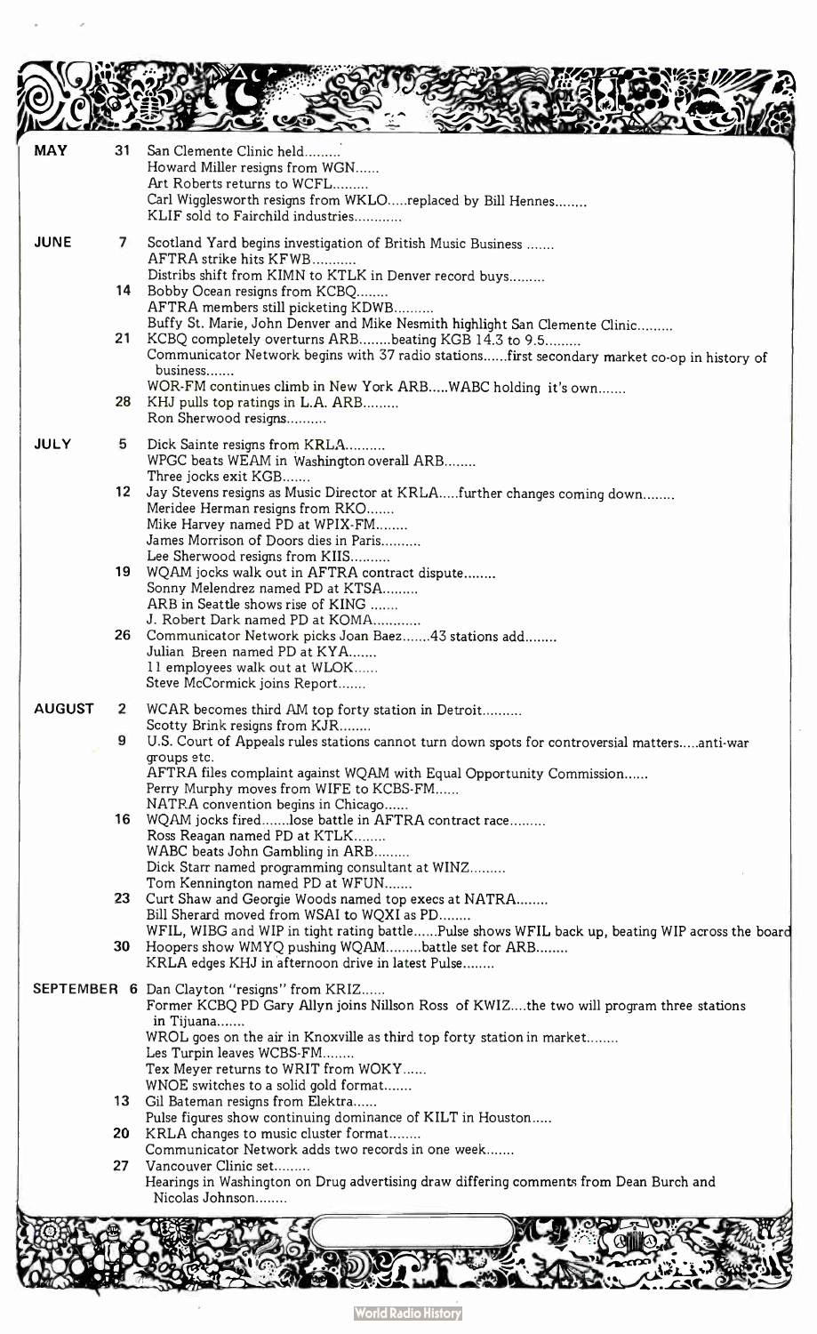**MAY**

**31**
- San Clemente Clinic held.........
- Howard Miller resigns from WGN......
- Art Roberts returns to WCFL.........
- Carl Wigglesworth resigns from WKLO.....replaced by Bill Hennes........
- KLIF sold to Fairchild industries............

**JUNE**

**7**
- Scotland Yard begins investigation of British Music Business .......
- AFTRA strike hits KFWB...........
- Distribs shift from KIMN to KTLK in Denver record buys.........

**14**
- Bobby Ocean resigns from KCBQ........
- AFTRA members still picketing KDWB..........
- Buffy St. Marie, John Denver and Mike Nesmith highlight San Clemente Clinic.........

**21**
- KCBQ completely overturns ARB........beating KGB 14.3 to 9.5.........
- Communicator Network begins with 37 radio stations......first secondary market co-op in history of business.......
- WOR-FM continues climb in New York ARB.....WABC holding it's own.......

**28**
- KHJ pulls top ratings in L.A. ARB.........
- Ron Sherwood resigns..........

**JULY**

**5**
- Dick Sainte resigns from KRLA..........
- WPGC beats WEAM in Washington overall ARB........
- Three jocks exit KGB.......

**12**
- Jay Stevens resigns as Music Director at KRLA.....further changes coming down........
- Meridee Herman resigns from RKO.......
- Mike Harvey named PD at WPIX-FM........
- James Morrison of Doors dies in Paris..........
- Lee Sherwood resigns from KIIS..........

**19**
- WQAM jocks walk out in AFTRA contract dispute........
- Sonny Melendrez named PD at KTSA.........
- ARB in Seattle shows rise of KING .......
- J. Robert Dark named PD at KOMA............

**26**
- Communicator Network picks Joan Baez.......43 stations add........
- Julian Breen named PD at KYA.......
- 11 employees walk out at WLOK......
- Steve McCormick joins Report.......

**AUGUST**

**2**
- WCAR becomes third AM top forty station in Detroit..........
- Scotty Brink resigns from KJR........

**9**
- U.S. Court of Appeals rules stations cannot turn down spots for controversial matters.....anti-war groups etc.
- AFTRA files complaint against WQAM with Equal Opportunity Commission......
- Perry Murphy moves from WIFE to KCBS-FM......
- NATRA convention begins in Chicago......

**16**
- WQAM jocks fired.......lose battle in AFTRA contract race.........
- Ross Reagan named PD at KTLK........
- WABC beats John Gambling in ARB.........
- Dick Starr named programming consultant at WINZ.........
- Tom Kennington named PD at WFUN.......

**23**
- Curt Shaw and Georgie Woods named top execs at NATRA........
- Bill Sherard moved from WSAI to WQXI as PD........
- WFIL, WIBG and WIP in tight rating battle......Pulse shows WFIL back up, beating WIP across the board

**30**
- Hoopers show WMYQ pushing WQAM.........battle set for ARB........
- KRLA edges KHJ in afternoon drive in latest Pulse........

**SEPTEMBER**

**6**
- Dan Clayton "resigns" from KRIZ......
- Former KCBQ PD Gary Allyn joins Nillson Ross of KWIZ....the two will program three stations in Tijuana.......
- WROL goes on the air in Knoxville as third top forty station in market........
- Les Turpin leaves WCBS-FM........
- Tex Meyer returns to WRIT from WOKY......
- WNOE switches to a solid gold format.......

**13**
- Gil Bateman resigns from Elektra......
- Pulse figures show continuing dominance of KILT in Houston.....

**20**
- KRLA changes to music cluster format........
- Communicator Network adds two records in one week.......

**27**
- Vancouver Clinic set.........
- Hearings in Washington on Drug advertising draw differing comments from Dean Burch and Nicolas Johnson........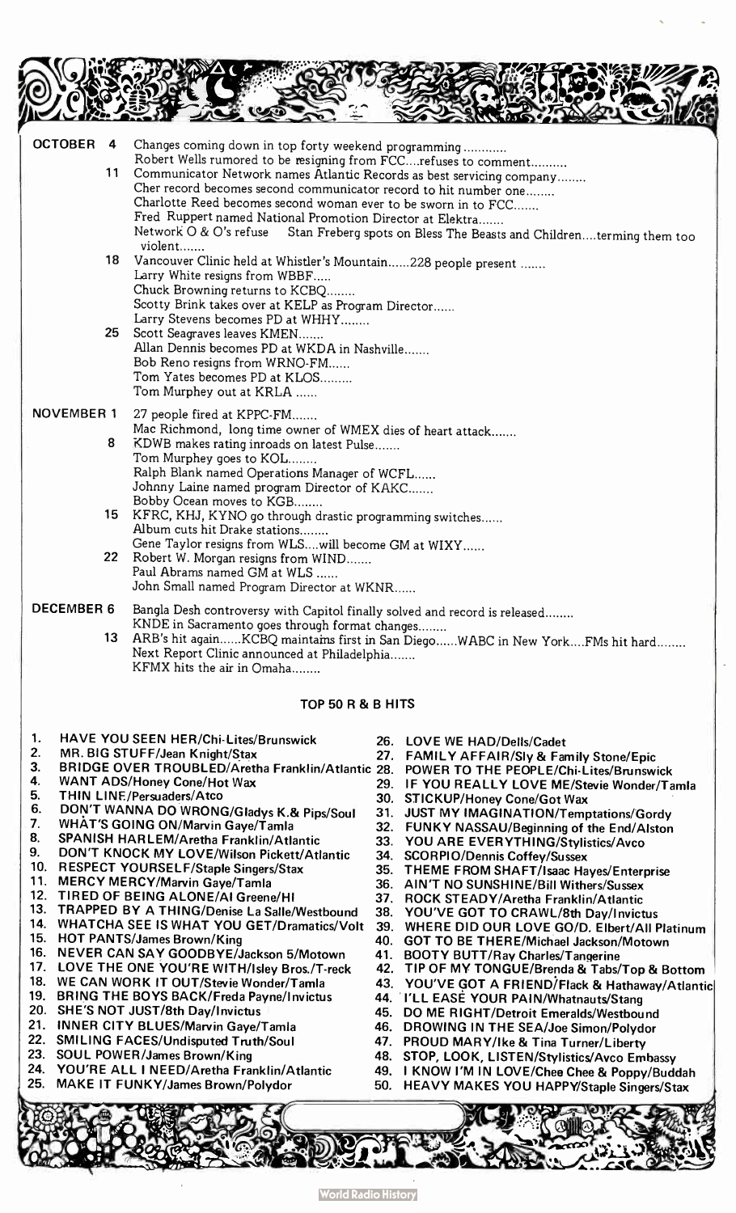**OCTOBER 4** Changes coming down in top forty weekend programming............
Robert Wells rumored to be resigning from FCC....refuses to comment..........

**11** Communicator Network names Atlantic Records as best servicing company........
Cher record becomes second communicator record to hit number one........
Charlotte Reed becomes second woman ever to be sworn in to FCC.......
Fred Ruppert named National Promotion Director at Elektra.......
Network O & O's refuse Stan Freberg spots on Bless The Beasts and Children....terming them too violent.......

**18** Vancouver Clinic held at Whistler's Mountain......228 people present .......
Larry White resigns from WBBF.....
Chuck Browning returns to KCBQ........
Scotty Brink takes over at KELP as Program Director......
Larry Stevens becomes PD at WHHY........

**25** Scott Seagraves leaves KMEN.......
Allan Dennis becomes PD at WKDA in Nashville.......
Bob Reno resigns from WRNO-FM......
Tom Yates becomes PD at KLOS.........
Tom Murphey out at KRLA ......

**NOVEMBER 1** 27 people fired at KPPC-FM.......
Mac Richmond, long time owner of WMEX dies of heart attack.......

**8** KDWB makes rating inroads on latest Pulse.......
Tom Murphey goes to KOL........
Ralph Blank named Operations Manager of WCFL......
Johnny Laine named program Director of KAKC.......
Bobby Ocean moves to KGB........

**15** KFRC, KHJ, KYNO go through drastic programming switches......
Album cuts hit Drake stations........
Gene Taylor resigns from WLS....will become GM at WIXY......

**22** Robert W. Morgan resigns from WIND.......
Paul Abrams named GM at WLS ......
John Small named Program Director at WKNR......

**DECEMBER 6** Bangla Desh controversy with Capitol finally solved and record is released........
KNDE in Sacramento goes through format changes........

**13** ARB's hit again......KCBQ maintains first in San Diego......WABC in New York....FMs hit hard........
Next Report Clinic announced at Philadelphia.......
KFMX hits the air in Omaha........

## TOP 50 R & B HITS

1. HAVE YOU SEEN HER/Chi-Lites/Brunswick
2. MR. BIG STUFF/Jean Knight/Stax
3. BRIDGE OVER TROUBLED/Aretha Franklin/Atlantic
4. WANT ADS/Honey Cone/Hot Wax
5. THIN LINE/Persuaders/Atco
6. DON'T WANNA DO WRONG/Gladys K.& Pips/Soul
7. WHAT'S GOING ON/Marvin Gaye/Tamla
8. SPANISH HARLEM/Aretha Franklin/Atlantic
9. DON'T KNOCK MY LOVE/Wilson Pickett/Atlantic
10. RESPECT YOURSELF/Staple Singers/Stax
11. MERCY MERCY/Marvin Gaye/Tamla
12. TIRED OF BEING ALONE/Al Greene/HI
13. TRAPPED BY A THING/Denise La Salle/Westbound
14. WHATCHA SEE IS WHAT YOU GET/Dramatics/Volt
15. HOT PANTS/James Brown/King
16. NEVER CAN SAY GOODBYE/Jackson 5/Motown
17. LOVE THE ONE YOU'RE WITH/Isley Bros./T-reck
18. WE CAN WORK IT OUT/Stevie Wonder/Tamla
19. BRING THE BOYS BACK/Freda Payne/Invictus
20. SHE'S NOT JUST/8th Day/Invictus
21. INNER CITY BLUES/Marvin Gaye/Tamla
22. SMILING FACES/Undisputed Truth/Soul
23. SOUL POWER/James Brown/King
24. YOU'RE ALL I NEED/Aretha Franklin/Atlantic
25. MAKE IT FUNKY/James Brown/Polydor
26. LOVE WE HAD/Dells/Cadet
27. FAMILY AFFAIR/Sly & Family Stone/Epic
28. POWER TO THE PEOPLE/Chi-Lites/Brunswick
29. IF YOU REALLY LOVE ME/Stevie Wonder/Tamla
30. STICKUP/Honey Cone/Got Wax
31. JUST MY IMAGINATION/Temptations/Gordy
32. FUNKY NASSAU/Beginning of the End/Alston
33. YOU ARE EVERYTHING/Stylistics/Avco
34. SCORPIO/Dennis Coffey/Sussex
35. THEME FROM SHAFT/Isaac Hayes/Enterprise
36. AIN'T NO SUNSHINE/Bill Withers/Sussex
37. ROCK STEADY/Aretha Franklin/Atlantic
38. YOU'VE GOT TO CRAWL/8th Day/Invictus
39. WHERE DID OUR LOVE GO/D. Elbert/All Platinum
40. GOT TO BE THERE/Michael Jackson/Motown
41. BOOTY BUTT/Ray Charles/Tangerine
42. TIP OF MY TONGUE/Brenda & Tabs/Top & Bottom
43. YOU'VE GOT A FRIEND/Flack & Hathaway/Atlantic
44. I'LL EASE YOUR PAIN/Whatnauts/Stang
45. DO ME RIGHT/Detroit Emeralds/Westbound
46. DROWING IN THE SEA/Joe Simon/Polydor
47. PROUD MARY/Ike & Tina Turner/Liberty
48. STOP, LOOK, LISTEN/Stylistics/Avco Embassy
49. I KNOW I'M IN LOVE/Chee Chee & Poppy/Buddah
50. HEAVY MAKES YOU HAPPY/Staple Singers/Stax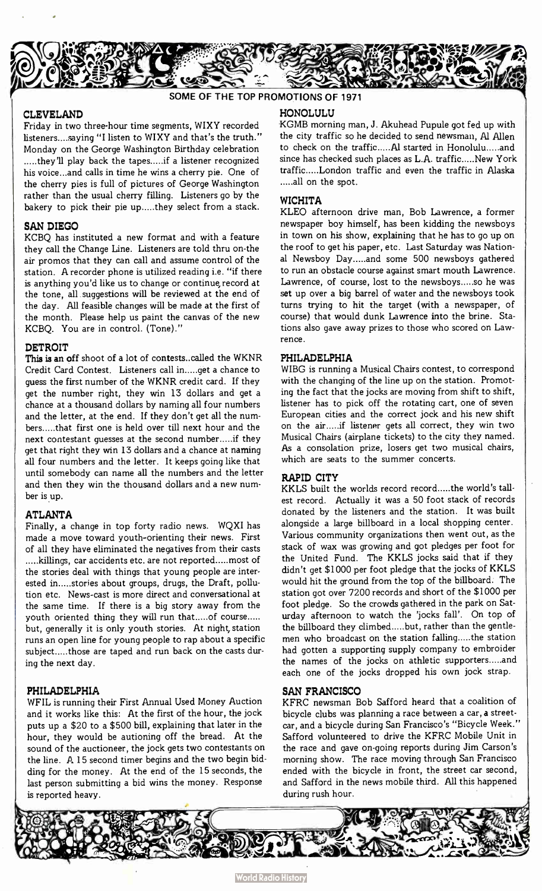## SOME OF THE TOP PROMOTIONS OF 1971

### CLEVELAND

Friday in two three-hour time segments, WIXY recorded listeners....saying "I listen to WIXY and that's the truth." Monday on the George Washington Birthday celebration .....they'll play back the tapes.....if a listener recognized his voice...and calls in time he wins a cherry pie. One of the cherry pies is full of pictures of George Washington rather than the usual cherry filling. Listeners go by the bakery to pick their pie up.....they select from a stack.

### SAN DIEGO

KCBQ has instituted a new format and with a feature they call the Change Line. Listeners are told thru on-the air promos that they can call and assume control of the station. A recorder phone is utilized reading i.e. "if there is anything you'd like us to change or continue, record at the tone, all suggestions will be reviewed at the end of the day. All feasible changes will be made at the first of the month. Please help us paint the canvas of the new KCBQ. You are in control. (Tone)."

### DETROIT

This is an off shoot of a lot of contests..called the WKNR Credit Card Contest. Listeners call in.....get a chance to guess the first number of the WKNR credit card. If they get the number right, they win 13 dollars and get a chance at a thousand dollars by naming all four numbers and the letter, at the end. If they don't get all the numbers.....that first one is held over till next hour and the next contestant guesses at the second number.....if they get that right they win 13 dollars and a chance at naming all four numbers and the letter. It keeps going like that until somebody can name all the numbers and the letter and then they win the thousand dollars and a new number is up.

### ATLANTA

Finally, a change in top forty radio news. WQXI has made a move toward youth-orienting their news. First of all they have eliminated the negatives from their casts .....killings, car accidents etc. are not reported.....most of the stories deal with things that young people are interested in.....stories about groups, drugs, the Draft, pollution etc. News-cast is more direct and conversational at the same time. If there is a big story away from the youth oriented thing they will run that.....of course..... but, generally it is only youth stories. At night, station runs an open line for young people to rap about a specific subject.....those are taped and run back on the casts during the next day.

### PHILADELPHIA

WFIL is running their First Annual Used Money Auction and it works like this: At the first of the hour, the jock puts up a $20 to a $500 bill, explaining that later in the hour, they would be autioning off the bread. At the sound of the auctioneer, the jock gets two contestants on the line. A 15 second timer begins and the two begin bidding for the money. At the end of the 15 seconds, the last person submitting a bid wins the money. Response is reported heavy.

### HONOLULU

KGMB morning man, J. Akuhead Pupule got fed up with the city traffic so he decided to send newsman, Al Allen to check on the traffic.....Al started in Honolulu.....and since has checked such places as L.A. traffic.....New York traffic.....London traffic and even the traffic in Alaska .....all on the spot.

### WICHITA

KLEO afternoon drive man, Bob Lawrence, a former newspaper boy himself, has been kidding the newsboys in town on his show, explaining that he has to go up on the roof to get his paper, etc. Last Saturday was National Newsboy Day.....and some 500 newsboys gathered to run an obstacle course against smart mouth Lawrence. Lawrence, of course, lost to the newsboys.....so he was set up over a big barrel of water and the newsboys took turns trying to hit the target (with a newspaper, of course) that would dunk Lawrence into the brine. Stations also gave away prizes to those who scored on Lawrence.

### PHILADELPHIA

WIBG is running a Musical Chairs contest, to correspond with the changing of the line up on the station. Promoting the fact that the jocks are moving from shift to shift, listener has to pick off the rotating cart, one of seven European cities and the correct jock and his new shift on the air.....if listener gets all correct, they win two Musical Chairs (airplane tickets) to the city they named. As a consolation prize, losers get two musical chairs, which are seats to the summer concerts.

### RAPID CITY

KKLS built the worlds record record.....the world's tallest record. Actually it was a 50 foot stack of records donated by the listeners and the station. It was built alongside a large billboard in a local shopping center. Various community organizations then went out, as the stack of wax was growing and got pledges per foot for the United Fund. The KKLS jocks said that if they didn't get $1000 per foot pledge that the jocks of KKLS would hit the ground from the top of the billboard. The station got over 7200 records and short of the $1000 per foot pledge. So the crowds gathered in the park on Saturday afternoon to watch the 'jocks fall'. On top of the billboard they climbed.....but, rather than the gentlemen who broadcast on the station falling.....the station had gotten a supporting supply company to embroider the names of the jocks on athletic supporters.....and each one of the jocks dropped his own jock strap.

### SAN FRANCISCO

KFRC newsman Bob Safford heard that a coalition of bicycle clubs was planning a race between a car, a streetcar, and a bicycle during San Francisco's "Bicycle Week." Safford volunteered to drive the KFRC Mobile Unit in the race and gave on-going reports during Jim Carson's morning show. The race moving through San Francisco ended with the bicycle in front, the street car second, and Safford in the news mobile third. All this happened during rush hour.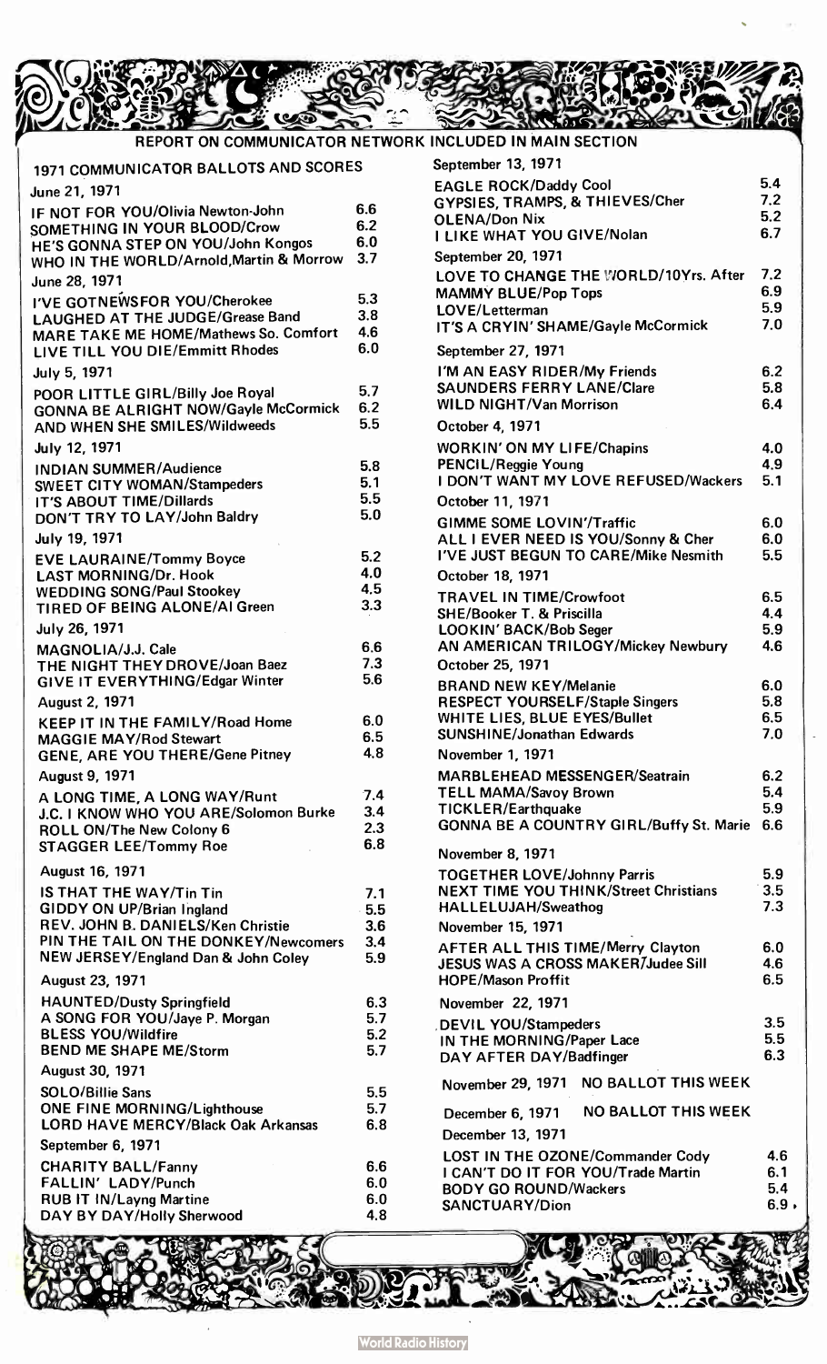## REPORT ON COMMUNICATOR NETWORK INCLUDED IN MAIN SECTION

### 1971 COMMUNICATOR BALLOTS AND SCORES

**June 21, 1971**

| | |
|---|---|
| IF NOT FOR YOU/Olivia Newton-John | 6.6 |
| SOMETHING IN YOUR BLOOD/Crow | 6.2 |
| HE'S GONNA STEP ON YOU/John Kongos | 6.0 |
| WHO IN THE WORLD/Arnold,Martin & Morrow | 3.7 |

**June 28, 1971**

| | |
|---|---|
| I'VE GOT NEWS FOR YOU/Cherokee | 5.3 |
| LAUGHED AT THE JUDGE/Grease Band | 3.8 |
| MARE TAKE ME HOME/Mathews So. Comfort | 4.6 |
| LIVE TILL YOU DIE/Emmitt Rhodes | 6.0 |

**July 5, 1971**

| | |
|---|---|
| POOR LITTLE GIRL/Billy Joe Royal | 5.7 |
| GONNA BE ALRIGHT NOW/Gayle McCormick | 6.2 |
| AND WHEN SHE SMILES/Wildweeds | 5.5 |

**July 12, 1971**

| | |
|---|---|
| INDIAN SUMMER/Audience | 5.8 |
| SWEET CITY WOMAN/Stampeders | 5.1 |
| IT'S ABOUT TIME/Dillards | 5.5 |
| DON'T TRY TO LAY/John Baldry | 5.0 |

**July 19, 1971**

| | |
|---|---|
| EVE LAURAINE/Tommy Boyce | 5.2 |
| LAST MORNING/Dr. Hook | 4.0 |
| WEDDING SONG/Paul Stookey | 4.5 |
| TIRED OF BEING ALONE/Al Green | 3.3 |

**July 26, 1971**

| | |
|---|---|
| MAGNOLIA/J.J. Cale | 6.6 |
| THE NIGHT THEY DROVE/Joan Baez | 7.3 |
| GIVE IT EVERYTHING/Edgar Winter | 5.6 |

**August 2, 1971**

| | |
|---|---|
| KEEP IT IN THE FAMILY/Road Home | 6.0 |
| MAGGIE MAY/Rod Stewart | 6.5 |
| GENE, ARE YOU THERE/Gene Pitney | 4.8 |

**August 9, 1971**

| | |
|---|---|
| A LONG TIME, A LONG WAY/Runt | 7.4 |
| J.C. I KNOW WHO YOU ARE/Solomon Burke | 3.4 |
| ROLL ON/The New Colony 6 | 2.3 |
| STAGGER LEE/Tommy Roe | 6.8 |

**August 16, 1971**

| | |
|---|---|
| IS THAT THE WAY/Tin Tin | 7.1 |
| GIDDY ON UP/Brian Ingland | 5.5 |
| REV. JOHN B. DANIELS/Ken Christie | 3.6 |
| PIN THE TAIL ON THE DONKEY/Newcomers | 3.4 |
| NEW JERSEY/England Dan & John Coley | 5.9 |

**August 23, 1971**

| | |
|---|---|
| HAUNTED/Dusty Springfield | 6.3 |
| A SONG FOR YOU/Jaye P. Morgan | 5.7 |
| BLESS YOU/Wildfire | 5.2 |
| BEND ME SHAPE ME/Storm | 5.7 |

**August 30, 1971**

| | |
|---|---|
| SOLO/Billie Sans | 5.5 |
| ONE FINE MORNING/Lighthouse | 5.7 |
| LORD HAVE MERCY/Black Oak Arkansas | 6.8 |

**September 6, 1971**

| | |
|---|---|
| CHARITY BALL/Fanny | 6.6 |
| FALLIN' LADY/Punch | 6.0 |
| RUB IT IN/Layng Martine | 6.0 |
| DAY BY DAY/Holly Sherwood | 4.8 |

**September 13, 1971**

| | |
|---|---|
| EAGLE ROCK/Daddy Cool | 5.4 |
| GYPSIES, TRAMPS, & THIEVES/Cher | 7.2 |
| OLENA/Don Nix | 5.2 |
| I LIKE WHAT YOU GIVE/Nolan | 6.7 |

**September 20, 1971**

| | |
|---|---|
| LOVE TO CHANGE THE WORLD/10Yrs. After | 7.2 |
| MAMMY BLUE/Pop Tops | 6.9 |
| LOVE/Letterman | 5.9 |
| IT'S A CRYIN' SHAME/Gayle McCormick | 7.0 |

**September 27, 1971**

| | |
|---|---|
| I'M AN EASY RIDER/My Friends | 6.2 |
| SAUNDERS FERRY LANE/Clare | 5.8 |
| WILD NIGHT/Van Morrison | 6.4 |

**October 4, 1971**

| | |
|---|---|
| WORKIN' ON MY LIFE/Chapins | 4.0 |
| PENCIL/Reggie Young | 4.9 |
| I DON'T WANT MY LOVE REFUSED/Wackers | 5.1 |

**October 11, 1971**

| | |
|---|---|
| GIMME SOME LOVIN'/Traffic | 6.0 |
| ALL I EVER NEED IS YOU/Sonny & Cher | 6.0 |
| I'VE JUST BEGUN TO CARE/Mike Nesmith | 5.5 |

**October 18, 1971**

| | |
|---|---|
| TRAVEL IN TIME/Crowfoot | 6.5 |
| SHE/Booker T. & Priscilla | 4.4 |
| LOOKIN' BACK/Bob Seger | 5.9 |
| AN AMERICAN TRILOGY/Mickey Newbury | 4.6 |

**October 25, 1971**

| | |
|---|---|
| BRAND NEW KEY/Melanie | 6.0 |
| RESPECT YOURSELF/Staple Singers | 5.8 |
| WHITE LIES, BLUE EYES/Bullet | 6.5 |
| SUNSHINE/Jonathan Edwards | 7.0 |

**November 1, 1971**

| | |
|---|---|
| MARBLEHEAD MESSENGER/Seatrain | 6.2 |
| TELL MAMA/Savoy Brown | 5.4 |
| TICKLER/Earthquake | 5.9 |
| GONNA BE A COUNTRY GIRL/Buffy St. Marie | 6.6 |

**November 8, 1971**

| | |
|---|---|
| TOGETHER LOVE/Johnny Parris | 5.9 |
| NEXT TIME YOU THINK/Street Christians | 3.5 |
| HALLELUJAH/Sweathog | 7.3 |

**November 15, 1971**

| | |
|---|---|
| AFTER ALL THIS TIME/Merry Clayton | 6.0 |
| JESUS WAS A CROSS MAKER/Judee Sill | 4.6 |
| HOPE/Mason Proffit | 6.5 |

**November 22, 1971**

| | |
|---|---|
| DEVIL YOU/Stampeders | 3.5 |
| IN THE MORNING/Paper Lace | 5.5 |
| DAY AFTER DAY/Badfinger | 6.3 |

**November 29, 1971** NO BALLOT THIS WEEK

**December 6, 1971** NO BALLOT THIS WEEK

**December 13, 1971**

| | |
|---|---|
| LOST IN THE OZONE/Commander Cody | 4.6 |
| I CAN'T DO IT FOR YOU/Trade Martin | 6.1 |
| BODY GO ROUND/Wackers | 5.4 |
| SANCTUARY/Dion | 6.9 |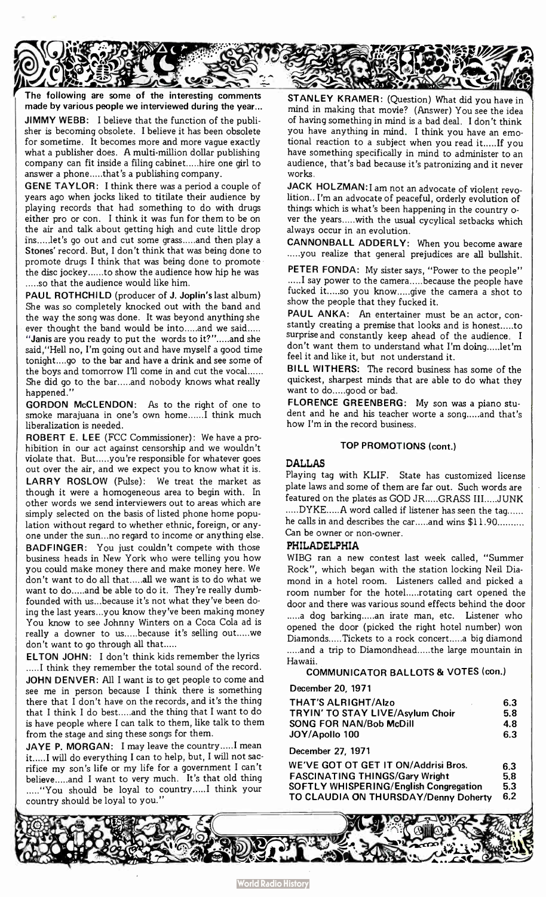The following are some of the interesting comments made by various people we interviewed during the year...

**JIMMY WEBB:** I believe that the function of the publisher is becoming obsolete. I believe it has been obsolete for sometime. It becomes more and more vague exactly what a publisher does. A multi-million dollar publishing company can fit inside a filing cabinet.....hire one girl to answer a phone.....that's a publishing company.

**GENE TAYLOR:** I think there was a period a couple of years ago when jocks liked to titilate their audience by playing records that had something to do with drugs either pro or con. I think it was fun for them to be on the air and talk about getting high and cute little drop ins.....let's go out and cut some grass.....and then play a Stones' record. But, I don't think that was being done to promote drugs I think that was being done to promote the disc jockey......to show the audience how hip he was .....so that the audience would like him.

**PAUL ROTHCHILD** (producer of **J. Joplin's** last album) She was so completely knocked out with the band and the way the song was done. It was beyond anything she ever thought the band would be into.....and we said..... "Janis are you ready to put the words to it?".....and she said,"Hell no, I'm going out and have myself a good time tonight....go to the bar and have a drink and see some of the boys and tomorrow I'll come in and cut the vocal...... She did go to the bar.....and nobody knows what really happened."

**GORDON McCLENDON:** As to the right of one to smoke marajuana in one's own home......I think much liberalization is needed.

**ROBERT E. LEE** (FCC Commissioner): We have a prohibition in our act against censorship and we wouldn't violate that. But.....you're responsible for whatever goes out over the air, and we expect you to know what it is.

**LARRY ROSLOW** (Pulse): We treat the market as though it were a homogeneous area to begin with. In other words we send interviewers out to areas which are simply selected on the basis of listed phone home population without regard to whether ethnic, foreign, or anyone under the sun...no regard to income or anything else.

**BADFINGER:** You just couldn't compete with those business heads in New York who were telling you how you could make money there and make money here. We don't want to do all that.....all we want is to do what we want to do.....and be able to do it. They're really dumbfounded with us...because it's not what they've been doing the last years...you know they've been making money You know to see Johnny Winters on a Coca Cola ad is really a downer to us.....because it's selling out.....we don't want to go through all that.....

**ELTON JOHN:** I don't think kids remember the lyrics .....I think they remember the total sound of the record.

**JOHN DENVER:** All I want is to get people to come and see me in person because I think there is something there that I don't have on the records, and it's the thing that I think I do best.....and the thing that I want to do is have people where I can talk to them, like talk to them from the stage and sing these songs for them.

**JAYE P. MORGAN:** I may leave the country.....I mean it.....I will do everything I can to help, but, I will not sacrifice my son's life or my life for a government I can't believe.....and I want to very much. It's that old thing ....."You should be loyal to country.....I think your country should be loyal to you."

**STANLEY KRAMER:** (Question) What did you have in mind in making that movie? (Answer) You see the idea of having something in mind is a bad deal. I don't think you have anything in mind. I think you have an emotional reaction to a subject when you read it.....If you have something specifically in mind to administer to an audience, that's bad because it's patronizing and it never works.

**JACK HOLZMAN:** I am not an advocate of violent revolition.. I'm an advocate of peaceful, orderly evolution of things which is what's been happening in the country over the years.....with the usual cycylical setbacks which always occur in an evolution.

**CANNONBALL ADDERLY:** When you become aware .....you realize that general prejudices are all bullshit.

**PETER FONDA:** My sister says, "Power to the people" .....I say power to the camera.....because the people have fucked it.....so you know.....give the camera a shot to show the people that they fucked it.

**PAUL ANKA:** An entertainer must be an actor, constantly creating a premise that looks and is honest.....to surprise and constantly keep ahead of the audience. I don't want them to understand what I'm doing.....let'm feel it and like it, but not understand it.

**BILL WITHERS:** The record business has some of the quickest, sharpest minds that are able to do what they want to do.....good or bad.

**FLORENCE GREENBERG:** My son was a piano student and he and his teacher worte a song.....and that's how I'm in the record business.

### TOP PROMOTIONS (cont.)

**DALLAS**

Playing tag with KLIF. State has customized license plate laws and some of them are far out. Such words are featured on the plates as GOD JR.....GRASS III.....JUNK .....DYKE.....A word called if listener has seen the tag...... he calls in and describes the car.....and wins $11.90.......... Can be owner or non-owner.

**PHILADELPHIA**

WIBG ran a new contest last week called, "Summer Rock", which began with the station locking Neil Diamond in a hotel room. Listeners called and picked a room number for the hotel.....rotating cart opened the door and there was various sound effects behind the door .....a dog barking.....an irate man, etc. Listener who opened the door (picked the right hotel number) won Diamonds.....Tickets to a rock concert.....a big diamond .....and a trip to Diamondhead.....the large mountain in Hawaii.

### COMMUNICATOR BALLOTS & VOTES (con.)

**December 20, 1971**

| | |
|---|---|
| THAT'S ALRIGHT/Alzo | 6.3 |
| TRYIN' TO STAY LIVE/Asylum Choir | 5.8 |
| SONG FOR NAN/Bob McDill | 4.8 |
| JOY/Apollo 100 | 6.3 |

**December 27, 1971**

| | |
|---|---|
| WE'VE GOT OT GET IT ON/Addrisi Bros. | 6.3 |
| FASCINATING THINGS/Gary Wright | 5.8 |
| SOFTLY WHISPERING/English Congregation | 5.3 |
| TO CLAUDIA ON THURSDAY/Denny Doherty | 6.2 |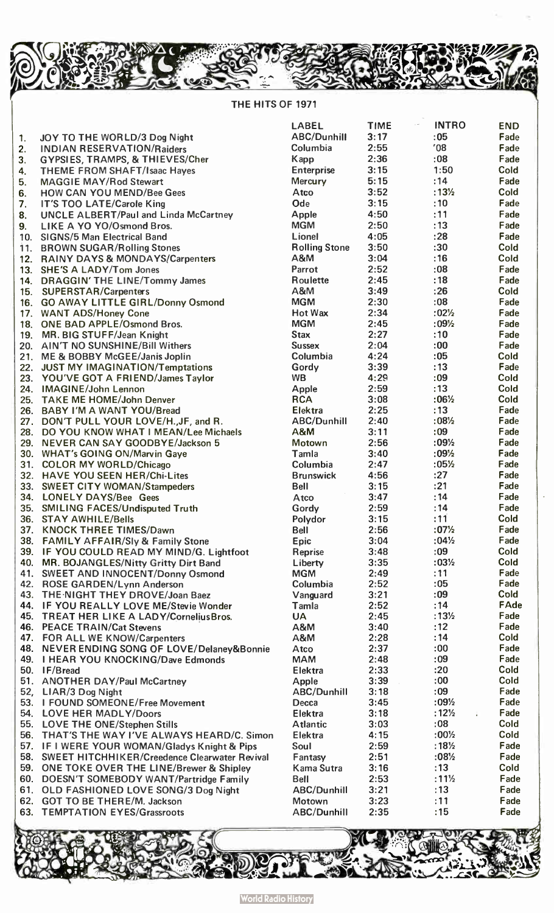# THE HITS OF 1971

| | | LABEL | TIME | INTRO | END |
|---|---|---|---|---|---|
| 1. | JOY TO THE WORLD/3 Dog Night | ABC/Dunhill | 3:17 | :05 | Fade |
| 2. | INDIAN RESERVATION/Raiders | Columbia | 2:55 | '08 | Fade |
| 3. | GYPSIES, TRAMPS, & THIEVES/Cher | Kapp | 2:36 | :08 | Fade |
| 4. | THEME FROM SHAFT/Isaac Hayes | Enterprise | 3:15 | 1:50 | Cold |
| 5. | MAGGIE MAY/Rod Stewart | Mercury | 5:15 | :14 | Fade |
| 6. | HOW CAN YOU MEND/Bee Gees | Atco | 3:52 | :13½ | Cold |
| 7. | IT'S TOO LATE/Carole King | Ode | 3:15 | :10 | Fade |
| 8. | UNCLE ALBERT/Paul and Linda McCartney | Apple | 4:50 | :11 | Fade |
| 9. | LIKE A YO YO/Osmond Bros. | MGM | 2:50 | :13 | Fade |
| 10. | SIGNS/5 Man Electrical Band | Lionel | 4:05 | :28 | Fade |
| 11. | BROWN SUGAR/Rolling Stones | Rolling Stone | 3:50 | :30 | Cold |
| 12. | RAINY DAYS & MONDAYS/Carpenters | A&M | 3:04 | :16 | Cold |
| 13. | SHE'S A LADY/Tom Jones | Parrot | 2:52 | :08 | Fade |
| 14. | DRAGGIN' THE LINE/Tommy James | Roulette | 2:45 | :18 | Fade |
| 15. | SUPERSTAR/Carpenters | A&M | 3:49 | :26 | Cold |
| 16. | GO AWAY LITTLE GIRL/Donny Osmond | MGM | 2:30 | :08 | Fade |
| 17. | WANT ADS/Honey Cone | Hot Wax | 2:34 | :02½ | Fade |
| 18. | ONE BAD APPLE/Osmond Bros. | MGM | 2:45 | :09½ | Fade |
| 19. | MR. BIG STUFF/Jean Knight | Stax | 2:27 | :10 | Fade |
| 20. | AIN'T NO SUNSHINE/Bill Withers | Sussex | 2:04 | :00 | Fade |
| 21. | ME & BOBBY McGEE/Janis Joplin | Columbia | 4:24 | :05 | Cold |
| 22. | JUST MY IMAGINATION/Temptations | Gordy | 3:39 | :13 | Fade |
| 23. | YOU'VE GOT A FRIEND/James Taylor | WB | 4:29 | :09 | Cold |
| 24. | IMAGINE/John Lennon | Apple | 2:59 | :13 | Cold |
| 25. | TAKE ME HOME/John Denver | RCA | 3:08 | :06½ | Cold |
| 26. | BABY I'M A WANT YOU/Bread | Elektra | 2:25 | :13 | Fade |
| 27. | DON'T PULL YOUR LOVE/H.,JF, and R. | ABC/Dunhill | 2:40 | :08½ | Fade |
| 28. | DO YOU KNOW WHAT I MEAN/Lee Michaels | A&M | 3:11 | :09 | Fade |
| 29. | NEVER CAN SAY GOODBYE/Jackson 5 | Motown | 2:56 | :09½ | Fade |
| 30. | WHAT's GOING ON/Marvin Gaye | Tamla | 3:40 | :09½ | Fade |
| 31. | COLOR MY WORLD/Chicago | Columbia | 2:47 | :05½ | Fade |
| 32. | HAVE YOU SEEN HER/Chi-Lites | Brunswick | 4:56 | :27 | Fade |
| 33. | SWEET CITY WOMAN/Stampeders | Bell | 3:15 | :21 | Fade |
| 34. | LONELY DAYS/Bee Gees | Atco | 3:47 | :14 | Fade |
| 35. | SMILING FACES/Undisputed Truth | Gordy | 2:59 | :14 | Fade |
| 36. | STAY AWHILE/Bells | Polydor | 3:15 | :11 | Cold |
| 37. | KNOCK THREE TIMES/Dawn | Bell | 2:56 | :07½ | Fade |
| 38. | FAMILY AFFAIR/Sly & Family Stone | Epic | 3:04 | :04½ | Fade |
| 39. | IF YOU COULD READ MY MIND/G. Lightfoot | Reprise | 3:48 | :09 | Cold |
| 40. | MR. BOJANGLES/Nitty Gritty Dirt Band | Liberty | 3:35 | :03½ | Cold |
| 41. | SWEET AND INNOCENT/Donny Osmond | MGM | 2:49 | :11 | Fade |
| 42. | ROSE GARDEN/Lynn Anderson | Columbia | 2:52 | :05 | Fade |
| 43. | THE NIGHT THEY DROVE/Joan Baez | Vanguard | 3:21 | :09 | Cold |
| 44. | IF YOU REALLY LOVE ME/Stevie Wonder | Tamla | 2:52 | :14 | FAde |
| 45. | TREAT HER LIKE A LADY/CorneliusBros. | UA | 2:45 | :13½ | Fade |
| 46. | PEACE TRAIN/Cat Stevens | A&M | 3:40 | :12 | Fade |
| 47. | FOR ALL WE KNOW/Carpenters | A&M | 2:28 | :14 | Cold |
| 48. | NEVER ENDING SONG OF LOVE/Delaney&Bonnie | Atco | 2:37 | :00 | Fade |
| 49. | I HEAR YOU KNOCKING/Dave Edmonds | MAM | 2:48 | :09 | Fade |
| 50. | IF/Bread | Elektra | 2:33 | :20 | Cold |
| 51. | ANOTHER DAY/Paul McCartney | Apple | 3:39 | :00 | Cold |
| 52, | LIAR/3 Dog Night | ABC/Dunhill | 3:18 | :09 | Fade |
| 53. | I FOUND SOMEONE/Free Movement | Decca | 3:45 | :09½ | Fade |
| 54. | LOVE HER MADLY/Doors | Elektra | 3:18 | :12½ | Fade |
| 55. | LOVE THE ONE/Stephen Stills | Atlantic | 3:03 | :08 | Cold |
| 56. | THAT'S THE WAY I'VE ALWAYS HEARD/C. Simon | Elektra | 4:15 | :00½ | Cold |
| 57. | IF I WERE YOUR WOMAN/Gladys Knight & Pips | Soul | 2:59 | :18½ | Fade |
| 58. | SWEET HITCHHIKER/Creedence Clearwater Revival | Fantasy | 2:51 | :08½ | Fade |
| 59. | ONE TOKE OVER THE LINE/Brewer & Shipley | Kama Sutra | 3:16 | :13 | Cold |
| 60. | DOESN'T SOMEBODY WANT/Partridge Family | Bell | 2:53 | :11½ | Fade |
| 61. | OLD FASHIONED LOVE SONG/3 Dog Night | ABC/Dunhill | 3:21 | :13 | Fade |
| 62. | GOT TO BE THERE/M. Jackson | Motown | 3:23 | :11 | Fade |
| 63. | TEMPTATION EYES/Grassroots | ABC/Dunhill | 2:35 | :15 | Fade |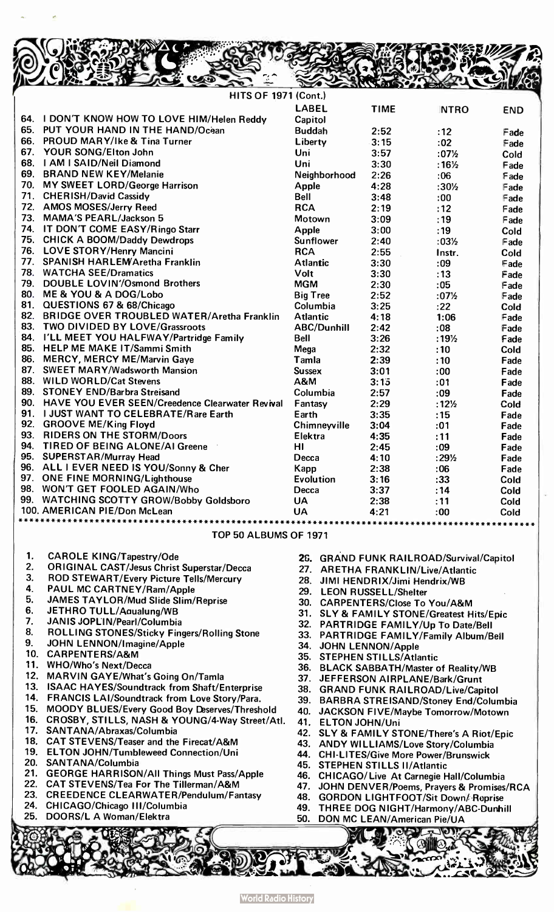## HITS OF 1971 (Cont.)

| | | LABEL | TIME | INTRO | END |
|---|---|---|---|---|---|
| 64. | I DON'T KNOW HOW TO LOVE HIM/Helen Reddy | Capitol | | | |
| 65. | PUT YOUR HAND IN THE HAND/Ocean | Buddah | 2:52 | :12 | Fade |
| 66. | PROUD MARY/Ike & Tina Turner | Liberty | 3:15 | :02 | Fade |
| 67. | YOUR SONG/Elton John | Uni | 3:57 | :07½ | Cold |
| 68. | I AM I SAID/Neil Diamond | Uni | 3:30 | :16½ | Fade |
| 69. | BRAND NEW KEY/Melanie | Neighborhood | 2:26 | :06 | Fade |
| 70. | MY SWEET LORD/George Harrison | Apple | 4:28 | :30½ | Fade |
| 71. | CHERISH/David Cassidy | Bell | 3:48 | :00 | Fade |
| 72. | AMOS MOSES/Jerry Reed | RCA | 2:19 | :12 | Fade |
| 73. | MAMA'S PEARL/Jackson 5 | Motown | 3:09 | :19 | Fade |
| 74. | IT DON'T COME EASY/Ringo Starr | Apple | 3:00 | :19 | Cold |
| 75. | CHICK A BOOM/Daddy Dewdrops | Sunflower | 2:40 | :03½ | Fade |
| 76. | LOVE STORY/Henry Mancini | RCA | 2:55 | Instr. | Cold |
| 77. | SPANISH HARLEM/Aretha Franklin | Atlantic | 3:30 | :09 | Fade |
| 78. | WATCHA SEE/Dramatics | Volt | 3:30 | :13 | Fade |
| 79. | DOUBLE LOVIN'/Osmond Brothers | MGM | 2:30 | :05 | Fade |
| 80. | ME & YOU & A DOG/Lobo | Big Tree | 2:52 | :07½ | Fade |
| 81. | QUESTIONS 67 & 68/Chicago | Columbia | 3:25 | :22 | Cold |
| 82. | BRIDGE OVER TROUBLED WATER/Aretha Franklin | Atlantic | 4:18 | 1:06 | Fade |
| 83. | TWO DIVIDED BY LOVE/Grassroots | ABC/Dunhill | 2:42 | :08 | Fade |
| 84. | I'LL MEET YOU HALFWAY/Partridge Family | Bell | 3:26 | :19½ | Fade |
| 85. | HELP ME MAKE IT/Sammi Smith | Mega | 2:32 | :10 | Cold |
| 86. | MERCY, MERCY ME/Marvin Gaye | Tamla | 2:39 | :10 | Fade |
| 87. | SWEET MARY/Wadsworth Mansion | Sussex | 3:01 | :00 | Fade |
| 88. | WILD WORLD/Cat Stevens | A&M | 3:15 | :01 | Fade |
| 89. | STONEY END/Barbra Streisand | Columbia | 2:57 | :09 | Fade |
| 90. | HAVE YOU EVER SEEN/Creedence Clearwater Revival | Fantasy | 2:29 | :12½ | Cold |
| 91. | I JUST WANT TO CELEBRATE/Rare Earth | Earth | 3:35 | :15 | Fade |
| 92. | GROOVE ME/King Floyd | Chimneyville | 3:04 | :01 | Fade |
| 93. | RIDERS ON THE STORM/Doors | Elektra | 4:35 | :11 | Fade |
| 94. | TIRED OF BEING ALONE/Al Greene | HI | 2:45 | :09 | Fade |
| 95. | SUPERSTAR/Murray Head | Decca | 4:10 | :29½ | Fade |
| 96. | ALL I EVER NEED IS YOU/Sonny & Cher | Kapp | 2:38 | :06 | Fade |
| 97. | ONE FINE MORNING/Lighthouse | Evolution | 3:16 | :33 | Cold |
| 98. | WON'T GET FOOLED AGAIN/Who | Decca | 3:37 | :14 | Cold |
| 99. | WATCHING SCOTTY GROW/Bobby Goldsboro | UA | 2:38 | :11 | Cold |
| 100. | AMERICAN PIE/Don McLean | UA | 4:21 | :00 | Cold |

## TOP 50 ALBUMS OF 1971

1. CAROLE KING/Tapestry/Ode
2. ORIGINAL CAST/Jesus Christ Superstar/Decca
3. ROD STEWART/Every Picture Tells/Mercury
4. PAUL MC CARTNEY/Ram/Apple
5. JAMES TAYLOR/Mud Slide Slim/Reprise
6. JETHRO TULL/Aqualung/WB
7. JANIS JOPLIN/Pearl/Columbia
8. ROLLING STONES/Sticky Fingers/Rolling Stone
9. JOHN LENNON/Imagine/Apple
10. CARPENTERS/A&M
11. WHO/Who's Next/Decca
12. MARVIN GAYE/What's Going On/Tamla
13. ISAAC HAYES/Soundtrack from Shaft/Enterprise
14. FRANCIS LAI/Soundtrack from Love Story/Para.
15. MOODY BLUES/Every Good Boy Deserves/Threshold
16. CROSBY, STILLS, NASH & YOUNG/4-Way Street/Atl.
17. SANTANA/Abraxas/Columbia
18. CAT STEVENS/Teaser and the Firecat/A&M
19. ELTON JOHN/Tumbleweed Connection/Uni
20. SANTANA/Columbia
21. GEORGE HARRISON/All Things Must Pass/Apple
22. CAT STEVENS/Tea For The Tillerman/A&M
23. CREEDENCE CLEARWATER/Pendulum/Fantasy
24. CHICAGO/Chicago III/Columbia
25. DOORS/L A Woman/Elektra
26. GRAND FUNK RAILROAD/Survival/Capitol
27. ARETHA FRANKLIN/Live/Atlantic
28. JIMI HENDRIX/Jimi Hendrix/WB
29. LEON RUSSELL/Shelter
30. CARPENTERS/Close To You/A&M
31. SLY & FAMILY STONE/Greatest Hits/Epic
32. PARTRIDGE FAMILY/Up To Date/Bell
33. PARTRIDGE FAMILY/Family Album/Bell
34. JOHN LENNON/Apple
35. STEPHEN STILLS/Atlantic
36. BLACK SABBATH/Master of Reality/WB
37. JEFFERSON AIRPLANE/Bark/Grunt
38. GRAND FUNK RAILROAD/Live/Capitol
39. BARBRA STREISAND/Stoney End/Columbia
40. JACKSON FIVE/Maybe Tomorrow/Motown
41. ELTON JOHN/Uni
42. SLY & FAMILY STONE/There's A Riot/Epic
43. ANDY WILLIAMS/Love Story/Columbia
44. CHI-LITES/Give More Power/Brunswick
45. STEPHEN STILLS II/Atlantic
46. CHICAGO/Live At Carnegie Hall/Columbia
47. JOHN DENVER/Poems, Prayers & Promises/RCA
48. GORDON LIGHTFOOT/Sit Down/Reprise
49. THREE DOG NIGHT/Harmony/ABC-Dunhill
50. DON MC LEAN/American Pie/UA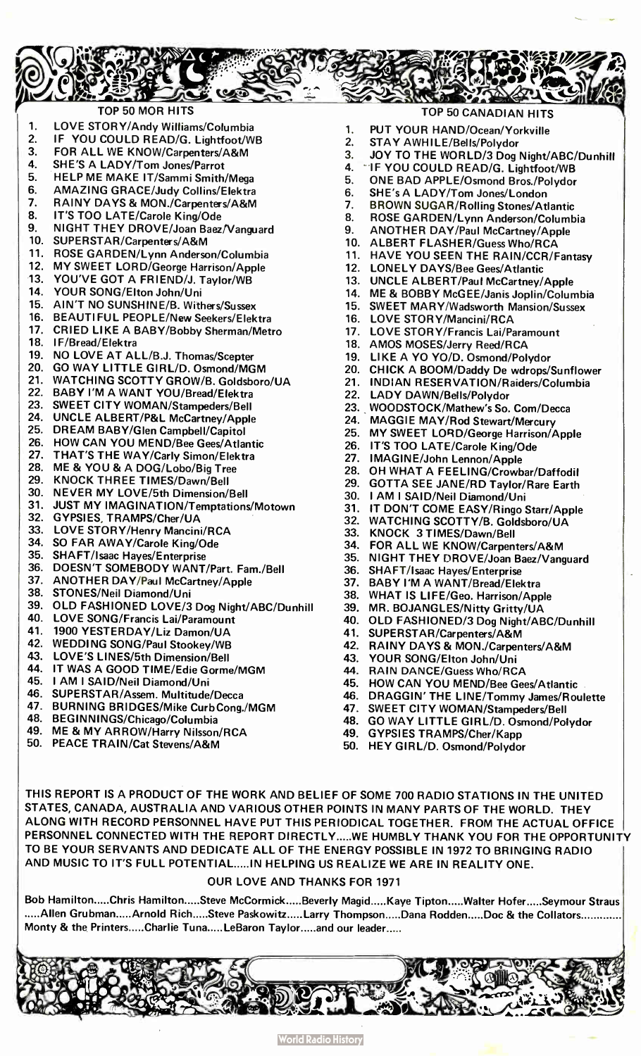## TOP 50 MOR HITS

1. LOVE STORY/Andy Williams/Columbia
2. IF YOU COULD READ/G. Lightfoot/WB
3. FOR ALL WE KNOW/Carpenters/A&M
4. SHE'S A LADY/Tom Jones/Parrot
5. HELP ME MAKE IT/Sammi Smith/Mega
6. AMAZING GRACE/Judy Collins/Elektra
7. RAINY DAYS & MON./Carpenters/A&M
8. IT'S TOO LATE/Carole King/Ode
9. NIGHT THEY DROVE/Joan Baez/Vanguard
10. SUPERSTAR/Carpenters/A&M
11. ROSE GARDEN/Lynn Anderson/Columbia
12. MY SWEET LORD/George Harrison/Apple
13. YOU'VE GOT A FRIEND/J. Taylor/WB
14. YOUR SONG/Elton John/Uni
15. AIN'T NO SUNSHINE/B. Withers/Sussex
16. BEAUTIFUL PEOPLE/New Seekers/Elektra
17. CRIED LIKE A BABY/Bobby Sherman/Metro
18. IF/Bread/Elektra
19. NO LOVE AT ALL/B.J. Thomas/Scepter
20. GO WAY LITTLE GIRL/D. Osmond/MGM
21. WATCHING SCOTTY GROW/B. Goldsboro/UA
22. BABY I'M A WANT YOU/Bread/Elektra
23. SWEET CITY WOMAN/Stampeders/Bell
24. UNCLE ALBERT/P&L McCartney/Apple
25. DREAM BABY/Glen Campbell/Capitol
26. HOW CAN YOU MEND/Bee Gees/Atlantic
27. THAT'S THE WAY/Carly Simon/Elektra
28. ME & YOU & A DOG/Lobo/Big Tree
29. KNOCK THREE TIMES/Dawn/Bell
30. NEVER MY LOVE/5th Dimension/Bell
31. JUST MY IMAGINATION/Temptations/Motown
32. GYPSIES, TRAMPS/Cher/UA
33. LOVE STORY/Henry Mancini/RCA
34. SO FAR AWAY/Carole King/Ode
35. SHAFT/Isaac Hayes/Enterprise
36. DOESN'T SOMEBODY WANT/Part. Fam./Bell
37. ANOTHER DAY/Paul McCartney/Apple
38. STONES/Neil Diamond/Uni
39. OLD FASHIONED LOVE/3 Dog Night/ABC/Dunhill
40. LOVE SONG/Francis Lai/Paramount
41. 1900 YESTERDAY/Liz Damon/UA
42. WEDDING SONG/Paul Stookey/WB
43. LOVE'S LINES/5th Dimension/Bell
44. IT WAS A GOOD TIME/Edie Gorme/MGM
45. I AM I SAID/Neil Diamond/Uni
46. SUPERSTAR/Assem. Multitude/Decca
47. BURNING BRIDGES/Mike Curb Cong./MGM
48. BEGINNINGS/Chicago/Columbia
49. ME & MY ARROW/Harry Nilsson/RCA
50. PEACE TRAIN/Cat Stevens/A&M

## TOP 50 CANADIAN HITS

1. PUT YOUR HAND/Ocean/Yorkville
2. STAY AWHILE/Bells/Polydor
3. JOY TO THE WORLD/3 Dog Night/ABC/Dunhill
4. IF YOU COULD READ/G. Lightfoot/WB
5. ONE BAD APPLE/Osmond Bros./Polydor
6. SHE's A LADY/Tom Jones/London
7. BROWN SUGAR/Rolling Stones/Atlantic
8. ROSE GARDEN/Lynn Anderson/Columbia
9. ANOTHER DAY/Paul McCartney/Apple
10. ALBERT FLASHER/Guess Who/RCA
11. HAVE YOU SEEN THE RAIN/CCR/Fantasy
12. LONELY DAYS/Bee Gees/Atlantic
13. UNCLE ALBERT/Paul McCartney/Apple
14. ME & BOBBY McGEE/Janis Joplin/Columbia
15. SWEET MARY/Wadsworth Mansion/Sussex
16. LOVE STORY/Mancini/RCA
17. LOVE STORY/Francis Lai/Paramount
18. AMOS MOSES/Jerry Reed/RCA
19. LIKE A YO YO/D. Osmond/Polydor
20. CHICK A BOOM/Daddy De wdrops/Sunflower
21. INDIAN RESERVATION/Raiders/Columbia
22. LADY DAWN/Bells/Polydor
23. WOODSTOCK/Mathew's So. Com/Decca
24. MAGGIE MAY/Rod Stewart/Mercury
25. MY SWEET LORD/George Harrison/Apple
26. IT'S TOO LATE/Carole King/Ode
27. IMAGINE/John Lennon/Apple
28. OH WHAT A FEELING/Crowbar/Daffodil
29. GOTTA SEE JANE/RD Taylor/Rare Earth
30. I AM I SAID/Neil Diamond/Uni
31. IT DON'T COME EASY/Ringo Starr/Apple
32. WATCHING SCOTTY/B. Goldsboro/UA
33. KNOCK 3 TIMES/Dawn/Bell
34. FOR ALL WE KNOW/Carpenters/A&M
35. NIGHT THEY DROVE/Joan Baez/Vanguard
36. SHAFT/Isaac Hayes/Enterprise
37. BABY I'M A WANT/Bread/Elektra
38. WHAT IS LIFE/Geo. Harrison/Apple
39. MR. BOJANGLES/Nitty Gritty/UA
40. OLD FASHIONED/3 Dog Night/ABC/Dunhill
41. SUPERSTAR/Carpenters/A&M
42. RAINY DAYS & MON./Carpenters/A&M
43. YOUR SONG/Elton John/Uni
44. RAIN DANCE/Guess Who/RCA
45. HOW CAN YOU MEND/Bee Gees/Atlantic
46. DRAGGIN' THE LINE/Tommy James/Roulette
47. SWEET CITY WOMAN/Stampeders/Bell
48. GO WAY LITTLE GIRL/D. Osmond/Polydor
49. GYPSIES TRAMPS/Cher/Kapp
50. HEY GIRL/D. Osmond/Polydor

THIS REPORT IS A PRODUCT OF THE WORK AND BELIEF OF SOME 700 RADIO STATIONS IN THE UNITED STATES, CANADA, AUSTRALIA AND VARIOUS OTHER POINTS IN MANY PARTS OF THE WORLD. THEY ALONG WITH RECORD PERSONNEL HAVE PUT THIS PERIODICAL TOGETHER. FROM THE ACTUAL OFFICE PERSONNEL CONNECTED WITH THE REPORT DIRECTLY.....WE HUMBLY THANK YOU FOR THE OPPORTUNITY TO BE YOUR SERVANTS AND DEDICATE ALL OF THE ENERGY POSSIBLE IN 1972 TO BRINGING RADIO AND MUSIC TO IT'S FULL POTENTIAL.....IN HELPING US REALIZE WE ARE IN REALITY ONE.

OUR LOVE AND THANKS FOR 1971

Bob Hamilton.....Chris Hamilton.....Steve McCormick.....Beverly Magid.....Kaye Tipton.....Walter Hofer.....Seymour Straus .....Allen Grubman.....Arnold Rich.....Steve Paskowitz.....Larry Thompson.....Dana Rodden.....Doc & the Collators............ Monty & the Printers.....Charlie Tuna.....LeBaron Taylor.....and our leader.....